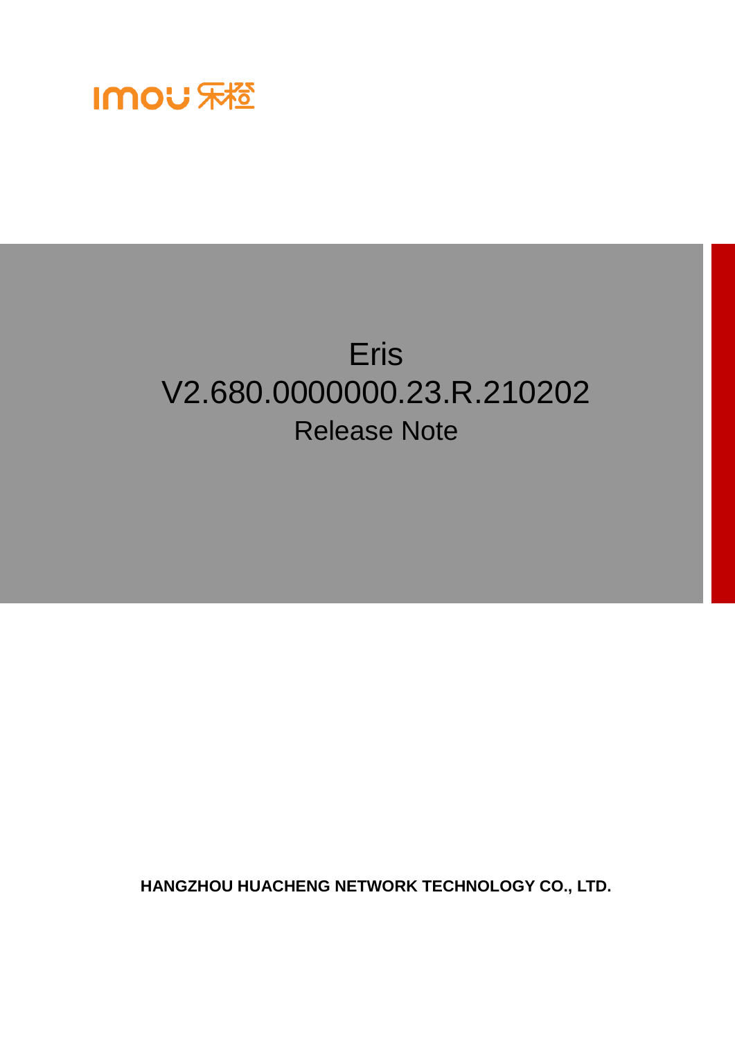imou 乐橙

# Eris

# V2.680.0000000.23.R.210202

## Release Note

**HANGZHOU HUACHENG NETWORK TECHNOLOGY CO., LTD.**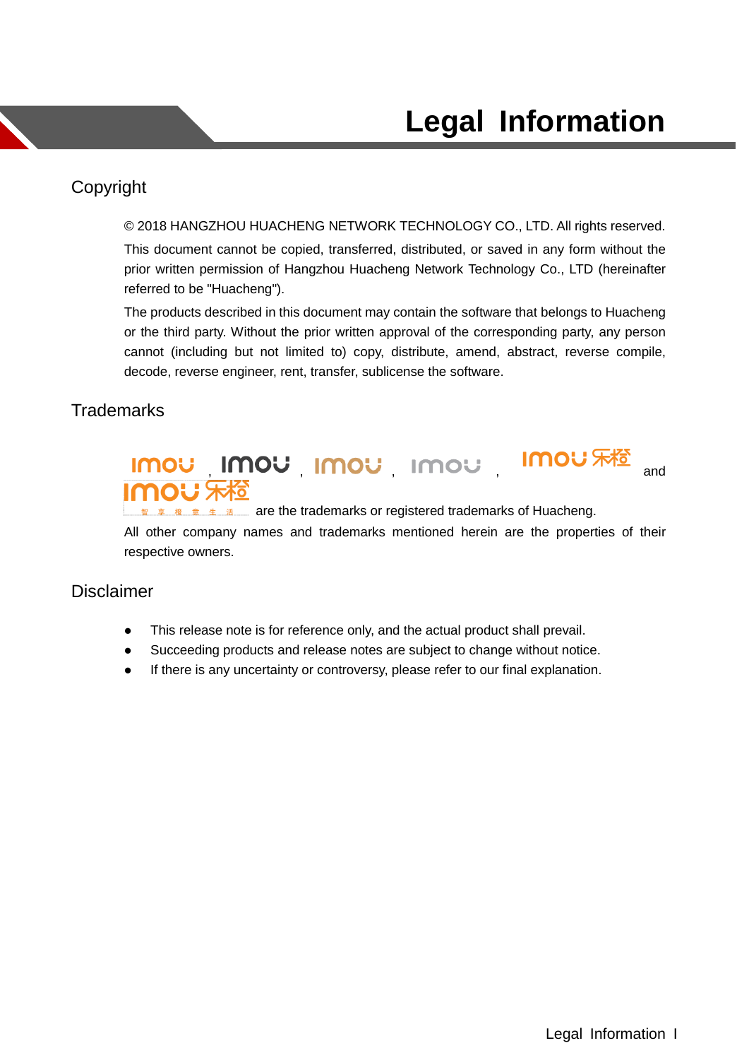# Legal Information

## Copyright

© 2018 HANGZHOU HUACHENG NETWORK TECHNOLOGY CO., LTD. All rights reserved.

This document cannot be copied, transferred, distributed, or saved in any form without the prior written permission of Hangzhou Huacheng Network Technology Co., LTD (hereinafter referred to be "Huacheng").

The products described in this document may contain the software that belongs to Huacheng or the third party. Without the prior written approval of the corresponding party, any person cannot (including but not limited to) copy, distribute, amend, abstract, reverse compile, decode, reverse engineer, rent, transfer, sublicense the software.

## Trademarks

imou, imou, imou, imou, imou 乐橙 and imou 乐橙 智享惬意生活 are the trademarks or registered trademarks of Huacheng.

All other company names and trademarks mentioned herein are the properties of their respective owners.

## Disclaimer

- This release note is for reference only, and the actual product shall prevail.
- Succeeding products and release notes are subject to change without notice.
- If there is any uncertainty or controversy, please refer to our final explanation.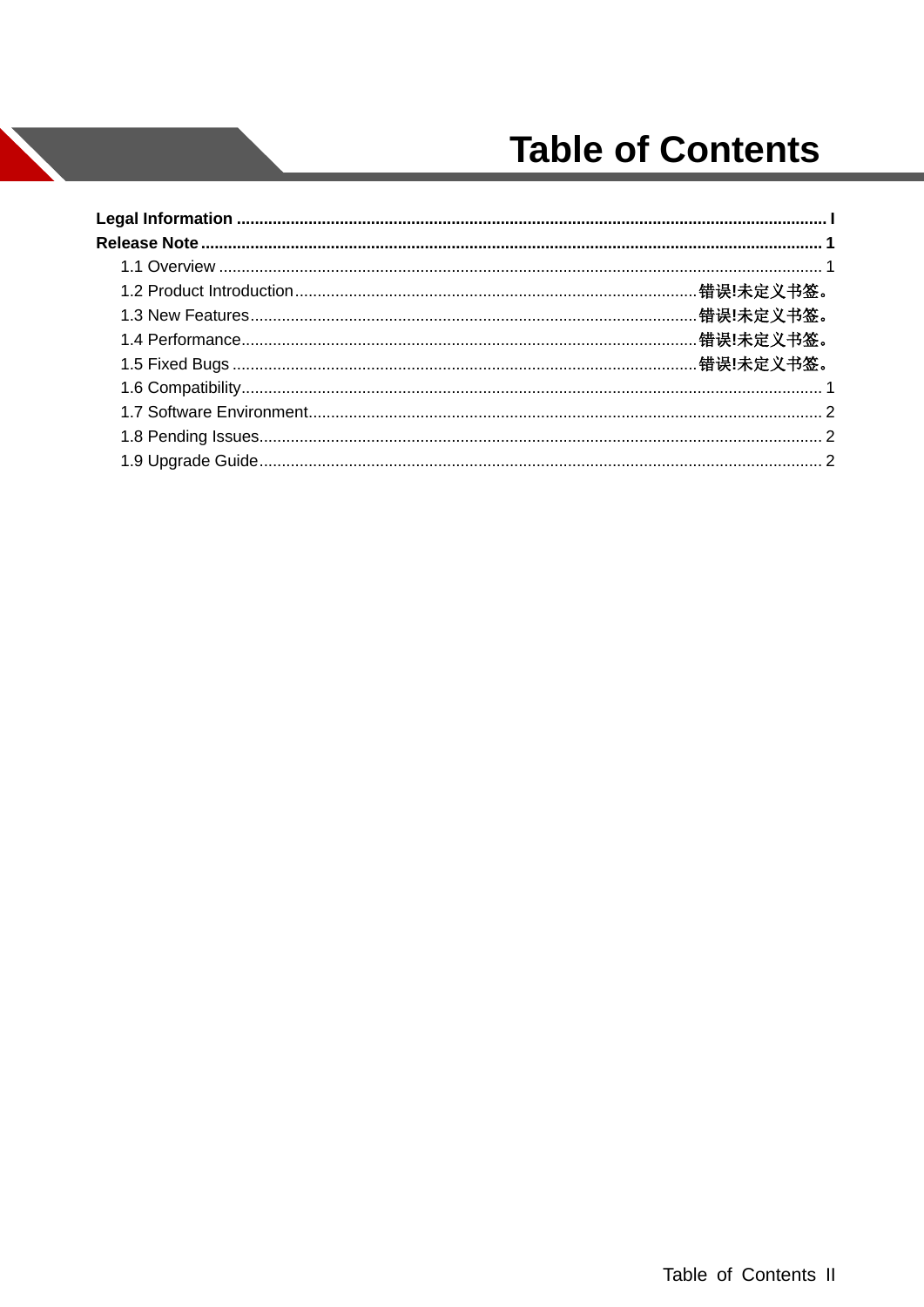# Table of Contents

**Legal Information ........................................................................................................................ I**

**Release Note ................................................................................................................................ 1**

- 1.1 Overview ................................................................................................................................ 1
- 1.2 Product Introduction ............................................................................................... 错误!未定义书签。
- 1.3 New Features ......................................................................................................... 错误!未定义书签。
- 1.4 Performance ........................................................................................................... 错误!未定义书签。
- 1.5 Fixed Bugs ............................................................................................................. 错误!未定义书签。
- 1.6 Compatibility ........................................................................................................................... 1
- 1.7 Software Environment ............................................................................................................ 2
- 1.8 Pending Issues ........................................................................................................................ 2
- 1.9 Upgrade Guide ........................................................................................................................ 2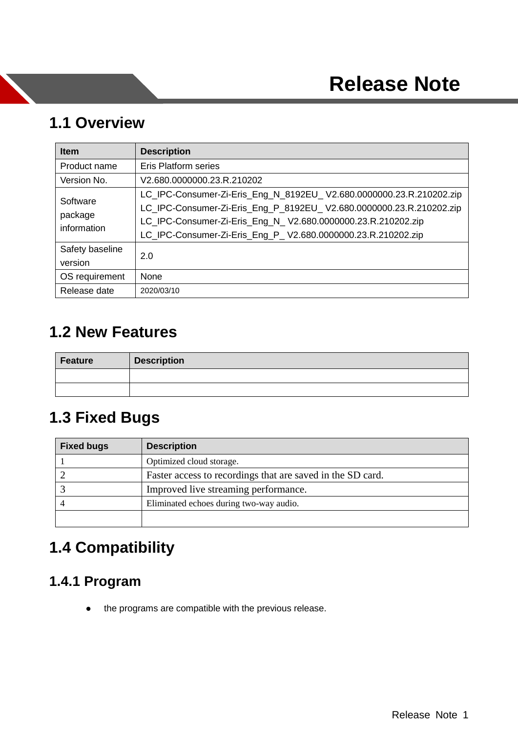# Release Note

## 1.1 Overview

| Item | Description |
|---|---|
| Product name | Eris Platform series |
| Version No. | V2.680.0000000.23.R.210202 |
| Software package information | LC_IPC-Consumer-Zi-Eris_Eng_N_8192EU_ V2.680.0000000.23.R.210202.zip<br>LC_IPC-Consumer-Zi-Eris_Eng_P_8192EU_ V2.680.0000000.23.R.210202.zip<br>LC_IPC-Consumer-Zi-Eris_Eng_N_ V2.680.0000000.23.R.210202.zip<br>LC_IPC-Consumer-Zi-Eris_Eng_P_ V2.680.0000000.23.R.210202.zip |
| Safety baseline version | 2.0 |
| OS requirement | None |
| Release date | 2020/03/10 |

## 1.2 New Features

| Feature | Description |
|---|---|
| | |
| | |

## 1.3 Fixed Bugs

| Fixed bugs | Description |
|---|---|
| 1 | Optimized cloud storage. |
| 2 | Faster access to recordings that are saved in the SD card. |
| 3 | Improved live streaming performance. |
| 4 | Eliminated echoes during two-way audio. |
| | |

## 1.4 Compatibility

### 1.4.1 Program

- the programs are compatible with the previous release.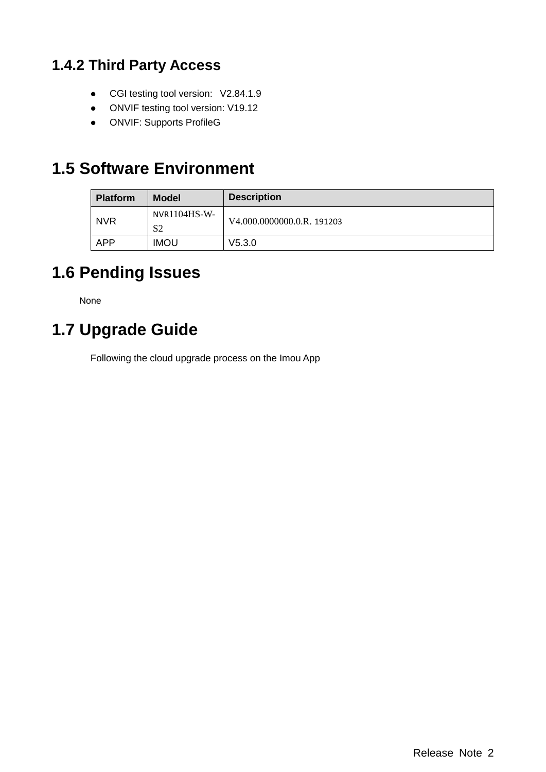### 1.4.2 Third Party Access

- CGI testing tool version: V2.84.1.9
- ONVIF testing tool version: V19.12
- ONVIF: Supports ProfileG

## 1.5 Software Environment

| Platform | Model | Description |
| --- | --- | --- |
| NVR | NVR1104HS-W-S2 | V4.000.0000000.0.R. 191203 |
| APP | IMOU | V5.3.0 |

## 1.6 Pending Issues

None

## 1.7 Upgrade Guide

Following the cloud upgrade process on the Imou App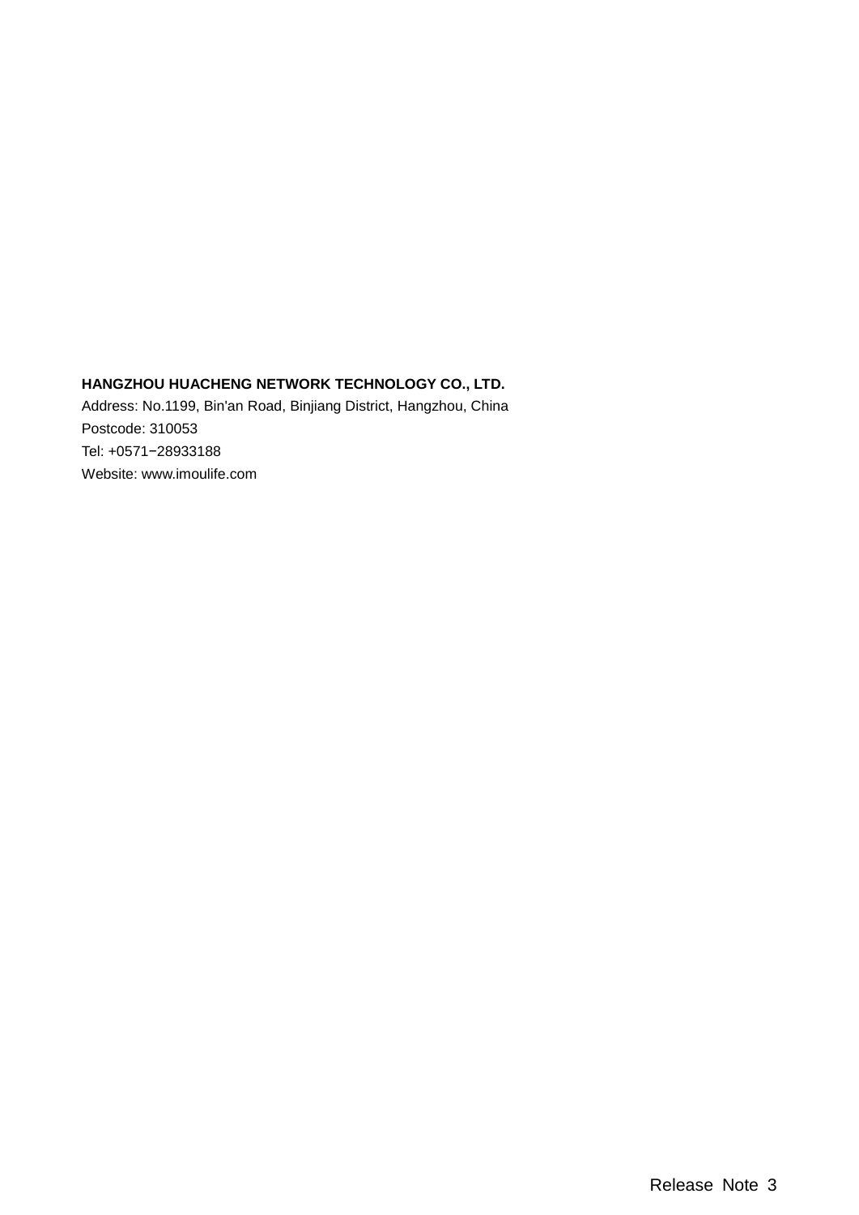**HANGZHOU HUACHENG NETWORK TECHNOLOGY CO., LTD.**

Address: No.1199, Bin'an Road, Binjiang District, Hangzhou, China

Postcode: 310053

Tel: +0571−28933188

Website: www.imoulife.com